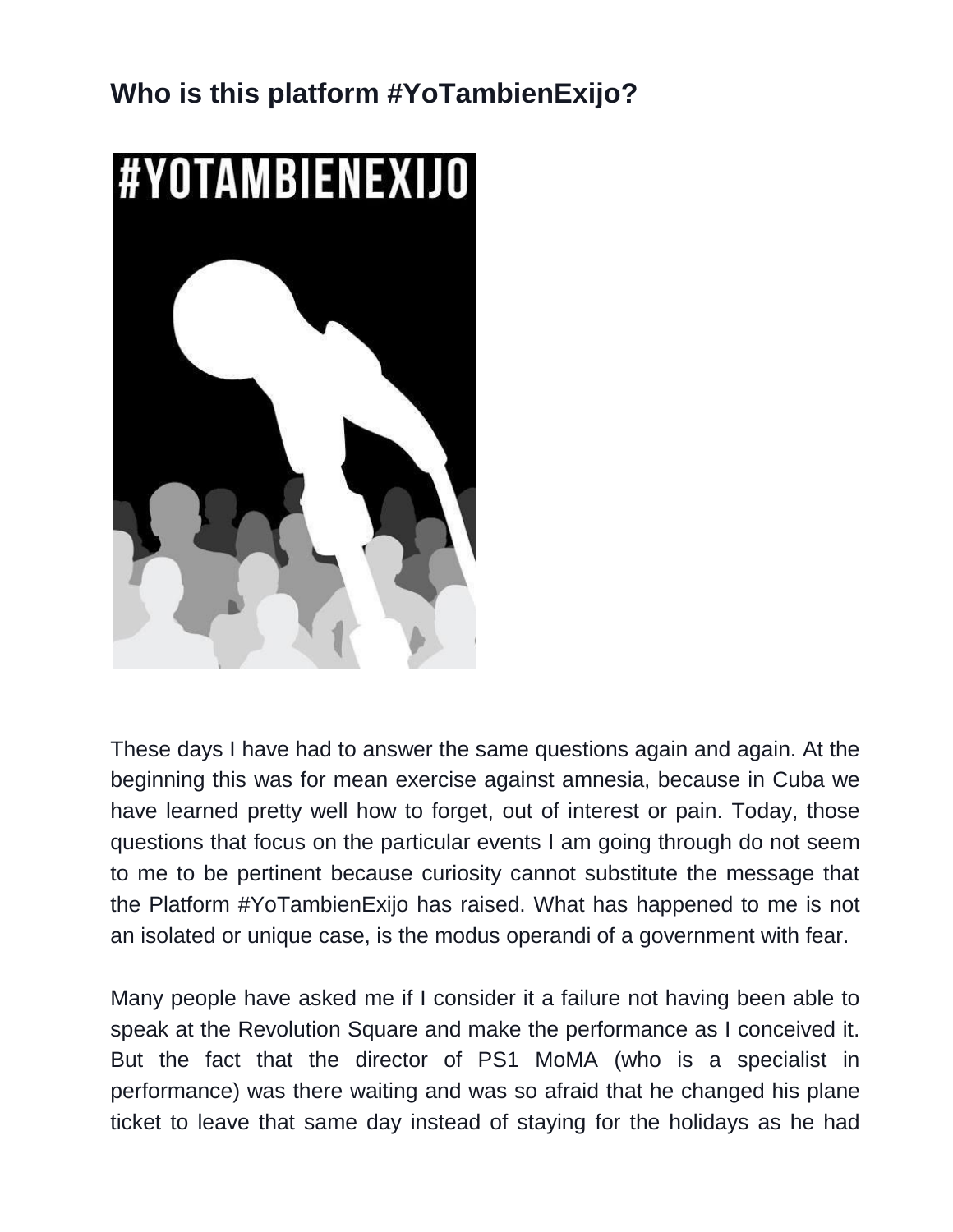## Who is this platform #YoTambienExijo?

These days I have had to answer the same questions again and again. At the beginning this was for mean exercise against amnesia, because in Cuba we have learned pretty well how to forget, out of interest or pain. Today, those questions that focus on the particular events I am going through do not seem to me to be pertinent because curiosity cannot substitute the message that the Platform #YoTambienExijo has raised. What has happened to me is not an isolated or unique case, is the modus operandi of a government with fear.

Many people have asked me if I consider it a failure not having been able to speak at the Revolution Square and make the performance as I conceived it. But the fact that the director of PS1 MoMA (who is a specialist in performance) was there waiting and was so afraid that he changed his plane ticket to leave that same day instead of staying for the holidays as he had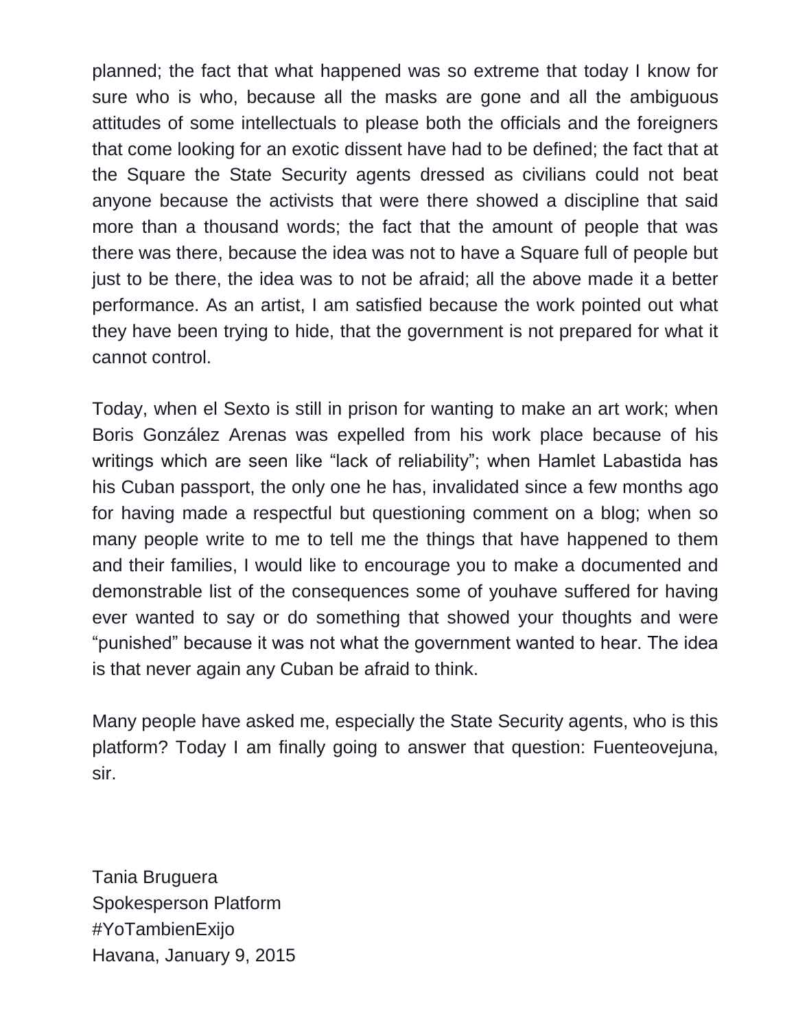planned; the fact that what happened was so extreme that today I know for sure who is who, because all the masks are gone and all the ambiguous attitudes of some intellectuals to please both the officials and the foreigners that come looking for an exotic dissent have had to be defined; the fact that at the Square the State Security agents dressed as civilians could not beat anyone because the activists that were there showed a discipline that said more than a thousand words; the fact that the amount of people that was there was there, because the idea was not to have a Square full of people but just to be there, the idea was to not be afraid; all the above made it a better performance. As an artist, I am satisfied because the work pointed out what they have been trying to hide, that the government is not prepared for what it cannot control.

Today, when el Sexto is still in prison for wanting to make an art work; when Boris González Arenas was expelled from his work place because of his writings which are seen like "lack of reliability"; when Hamlet Labastida has his Cuban passport, the only one he has, invalidated since a few months ago for having made a respectful but questioning comment on a blog; when so many people write to me to tell me the things that have happened to them and their families, I would like to encourage you to make a documented and demonstrable list of the consequences some of youhave suffered for having ever wanted to say or do something that showed your thoughts and were "punished" because it was not what the government wanted to hear. The idea is that never again any Cuban be afraid to think.

Many people have asked me, especially the State Security agents, who is this platform? Today I am finally going to answer that question: Fuenteovejuna, sir.

Tania Bruguera
Spokesperson Platform
#YoTambienExijo
Havana, January 9, 2015